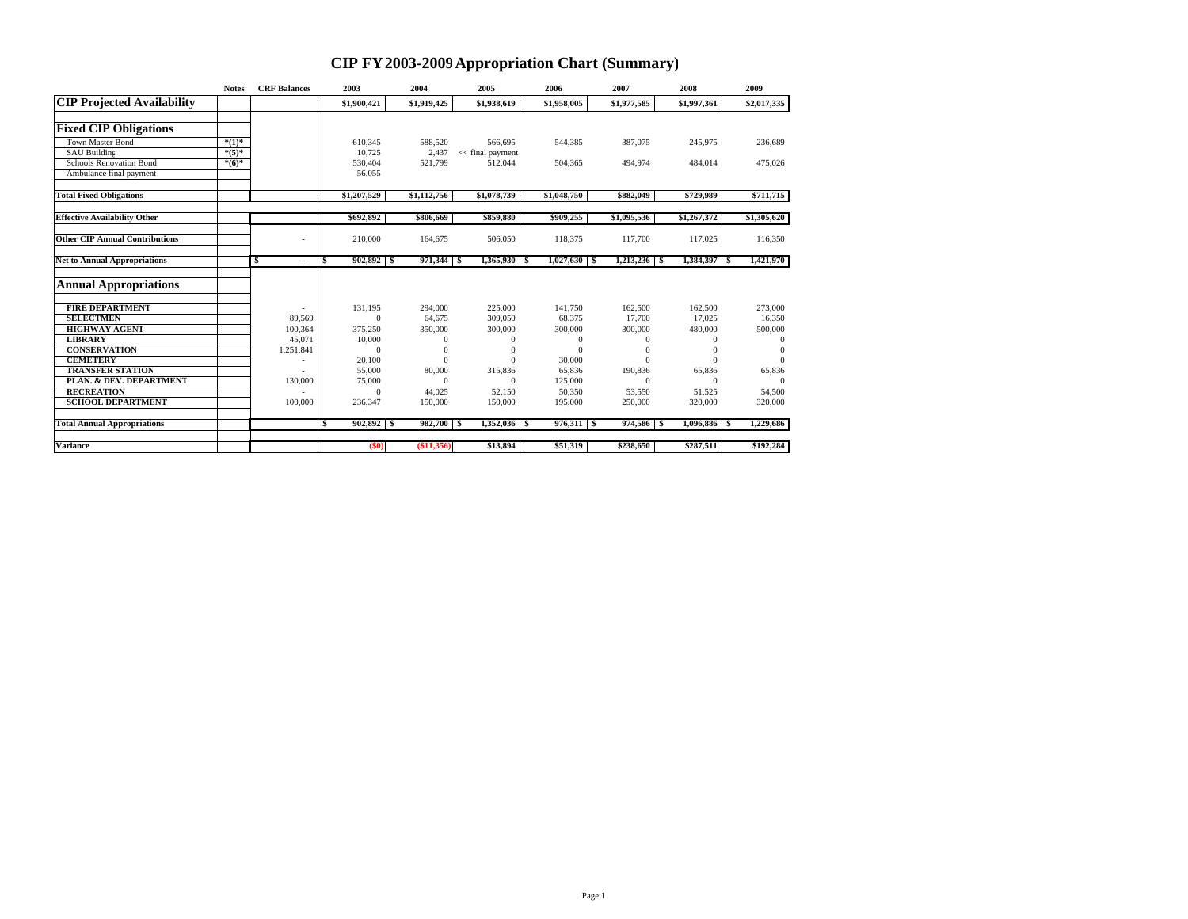# CIP FY 2003-2009 Appropriation Chart (Summary)

| | Notes | CRF Balances | 2003 | 2004 | 2005 | 2006 | 2007 | 2008 | 2009 |
|---|---|---|---|---|---|---|---|---|---|
| **CIP Projected Availability** | | | $1,900,421 | $1,919,425 | $1,938,619 | $1,958,005 | $1,977,585 | $1,997,361 | $2,017,335 |
| | | | | | | | | | |
| **Fixed CIP Obligations** | | | | | | | | | |
| Town Master Bond | *(1)* | | 610,345 | 588,520 | 566,695 | 544,385 | 387,075 | 245,975 | 236,689 |
| SAU Building | *(5)* | | 10,725 | 2,437 | << final payment | | | | |
| Schools Renovation Bond | *(6)* | | 530,404 | 521,799 | 512,044 | 504,365 | 494,974 | 484,014 | 475,026 |
| Ambulance final payment | | | 56,055 | | | | | | |
| | | | | | | | | | |
| **Total Fixed Obligations** | | | $1,207,529 | $1,112,756 | $1,078,739 | $1,048,750 | $882,049 | $729,989 | $711,715 |
| | | | | | | | | | |
| **Effective Availability Other** | | | $692,892 | $806,669 | $859,880 | $909,255 | $1,095,536 | $1,267,372 | $1,305,620 |
| | | | | | | | | | |
| **Other CIP Annual Contributions** | | - | 210,000 | 164,675 | 506,050 | 118,375 | 117,700 | 117,025 | 116,350 |
| | | | | | | | | | |
| **Net to Annual Appropriations** | | $ - | $ 902,892 | $ 971,344 | $ 1,365,930 | $ 1,027,630 | $ 1,213,236 | $ 1,384,397 | $ 1,421,970 |
| | | | | | | | | | |
| **Annual Appropriations** | | | | | | | | | |
| | | | | | | | | | |
| **FIRE DEPARTMENT** | | - | 131,195 | 294,000 | 225,000 | 141,750 | 162,500 | 162,500 | 273,000 |
| **SELECTMEN** | | 89,569 | 0 | 64,675 | 309,050 | 68,375 | 17,700 | 17,025 | 16,350 |
| **HIGHWAY AGENT** | | 100,364 | 375,250 | 350,000 | 300,000 | 300,000 | 300,000 | 480,000 | 500,000 |
| **LIBRARY** | | 45,071 | 10,000 | 0 | 0 | 0 | 0 | 0 | 0 |
| **CONSERVATION** | | 1,251,841 | 0 | 0 | 0 | 0 | 0 | 0 | 0 |
| **CEMETERY** | | - | 20,100 | 0 | 0 | 30,000 | 0 | 0 | 0 |
| **TRANSFER STATION** | | - | 55,000 | 80,000 | 315,836 | 65,836 | 190,836 | 65,836 | 65,836 |
| **PLAN. & DEV. DEPARTMENT** | | 130,000 | 75,000 | 0 | 0 | 125,000 | 0 | 0 | 0 |
| **RECREATION** | | - | 0 | 44,025 | 52,150 | 50,350 | 53,550 | 51,525 | 54,500 |
| **SCHOOL DEPARTMENT** | | 100,000 | 236,347 | 150,000 | 150,000 | 195,000 | 250,000 | 320,000 | 320,000 |
| | | | | | | | | | |
| **Total Annual Appropriations** | | | $ 902,892 | $ 982,700 | $ 1,352,036 | $ 976,311 | $ 974,586 | $ 1,096,886 | $ 1,229,686 |
| | | | | | | | | | |
| **Variance** | | | ($0) | ($11,356) | $13,894 | $51,319 | $238,650 | $287,511 | $192,284 |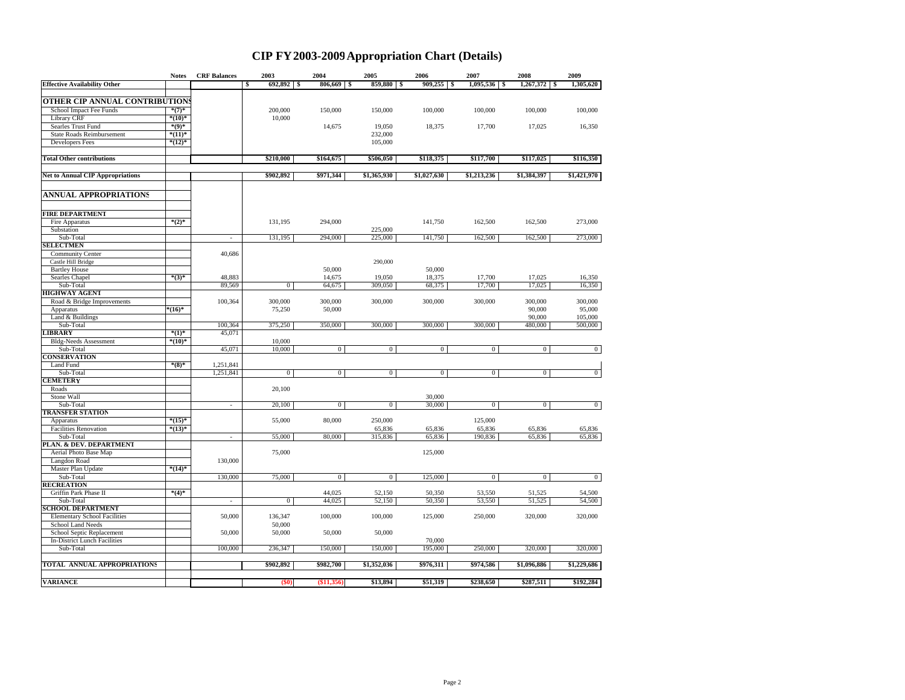# CIP FY 2003-2009 Appropriation Chart (Details)

| | Notes | CRF Balances | 2003 | 2004 | 2005 | 2006 | 2007 | 2008 | 2009 |
|---|---|---|---|---|---|---|---|---|---|
| **Effective Availability Other** | | | $ 692,892 | $ 806,669 | $ 859,880 | $ 909,255 | $ 1,095,536 | $ 1,267,372 | $ 1,305,620 |
| | | | | | | | | | |
| **OTHER CIP ANNUAL CONTRIBUTIONS** | | | | | | | | | |
| School Impact Fee Funds | *(7)* | | 200,000 | 150,000 | 150,000 | 100,000 | 100,000 | 100,000 | 100,000 |
| Library CRF | *(10)* | | 10,000 | | | | | | |
| Searles Trust Fund | *(9)* | | | 14,675 | 19,050 | 18,375 | 17,700 | 17,025 | 16,350 |
| State Roads Reimbursement | *(11)* | | | | 232,000 | | | | |
| Developers Fees | *(12)* | | | | 105,000 | | | | |
| | | | | | | | | | |
| **Total Other contributions** | | | **$210,000** | **$164,675** | **$506,050** | **$118,375** | **$117,700** | **$117,025** | **$116,350** |
| | | | | | | | | | |
| **Net to Annual CIP Appropriations** | | | **$902,892** | **$971,344** | **$1,365,930** | **$1,027,630** | **$1,213,236** | **$1,384,397** | **$1,421,970** |
| | | | | | | | | | |
| **ANNUAL APPROPRIATIONS** | | | | | | | | | |
| | | | | | | | | | |
| **FIRE DEPARTMENT** | | | | | | | | | |
| Fire Apparatus | *(2)* | | 131,195 | 294,000 | | 141,750 | 162,500 | 162,500 | 273,000 |
| Substation | | | | | 225,000 | | | | |
| Sub-Total | | - | 131,195 | 294,000 | 225,000 | 141,750 | 162,500 | 162,500 | 273,000 |
| **SELECTMEN** | | | | | | | | | |
| Community Center | | 40,686 | | | | | | | |
| Castle Hill Bridge | | | | | 290,000 | | | | |
| Bartley House | | | | 50,000 | | 50,000 | | | |
| Searles Chapel | *(3)* | 48,883 | | 14,675 | 19,050 | 18,375 | 17,700 | 17,025 | 16,350 |
| Sub-Total | | 89,569 | 0 | 64,675 | 309,050 | 68,375 | 17,700 | 17,025 | 16,350 |
| **HIGHWAY AGENT** | | | | | | | | | |
| Road & Bridge Improvements | | 100,364 | 300,000 | 300,000 | 300,000 | 300,000 | 300,000 | 300,000 | 300,000 |
| Apparatus | *(16)* | | 75,250 | 50,000 | | | | 90,000 | 95,000 |
| Land & Buildings | | | | | | | | 90,000 | 105,000 |
| Sub-Total | | 100,364 | 375,250 | 350,000 | 300,000 | 300,000 | 300,000 | 480,000 | 500,000 |
| **LIBRARY** | *(1)* | 45,071 | | | | | | | |
| Bldg-Needs Assessment | *(10)* | | 10,000 | | | | | | |
| Sub-Total | | 45,071 | 10,000 | 0 | 0 | 0 | 0 | 0 | 0 |
| **CONSERVATION** | | | | | | | | | |
| Land Fund | *(8)* | 1,251,841 | | | | | | | |
| Sub-Total | | 1,251,841 | 0 | 0 | 0 | 0 | 0 | 0 | 0 |
| **CEMETERY** | | | | | | | | | |
| Roads | | | 20,100 | | | | | | |
| Stone Wall | | | | | | 30,000 | | | |
| Sub-Total | | - | 20,100 | 0 | 0 | 30,000 | 0 | 0 | 0 |
| **TRANSFER STATION** | | | | | | | | | |
| Apparatus | *(15)* | | 55,000 | 80,000 | 250,000 | | 125,000 | | |
| Facilities Renovation | *(13)* | | | | 65,836 | 65,836 | 65,836 | 65,836 | 65,836 |
| Sub-Total | | - | 55,000 | 80,000 | 315,836 | 65,836 | 190,836 | 65,836 | 65,836 |
| **PLAN. & DEV. DEPARTMENT** | | | | | | | | | |
| Aerial Photo Base Map | | | 75,000 | | | 125,000 | | | |
| Langdon Road | | 130,000 | | | | | | | |
| Master Plan Update | *(14)* | | | | | | | | |
| Sub-Total | | 130,000 | 75,000 | 0 | 0 | 125,000 | 0 | 0 | 0 |
| **RECREATION** | | | | | | | | | |
| Griffin Park Phase II | *(4)* | | | 44,025 | 52,150 | 50,350 | 53,550 | 51,525 | 54,500 |
| Sub-Total | | - | 0 | 44,025 | 52,150 | 50,350 | 53,550 | 51,525 | 54,500 |
| **SCHOOL DEPARTMENT** | | | | | | | | | |
| Elementary School Facilities | | 50,000 | 136,347 | 100,000 | 100,000 | 125,000 | 250,000 | 320,000 | 320,000 |
| School Land Needs | | | 50,000 | | | | | | |
| School Septic Replacement | | 50,000 | 50,000 | 50,000 | 50,000 | | | | |
| In-District Lunch Facilities | | | | | | 70,000 | | | |
| Sub-Total | | 100,000 | 236,347 | 150,000 | 150,000 | 195,000 | 250,000 | 320,000 | 320,000 |
| | | | | | | | | | |
| **TOTAL ANNUAL APPROPRIATIONS** | | | **$902,892** | **$982,700** | **$1,352,036** | **$976,311** | **$974,586** | **$1,096,886** | **$1,229,686** |
| | | | | | | | | | |
| **VARIANCE** | | | **($0)** | **($11,356)** | **$13,894** | **$51,319** | **$238,650** | **$287,511** | **$192,284** |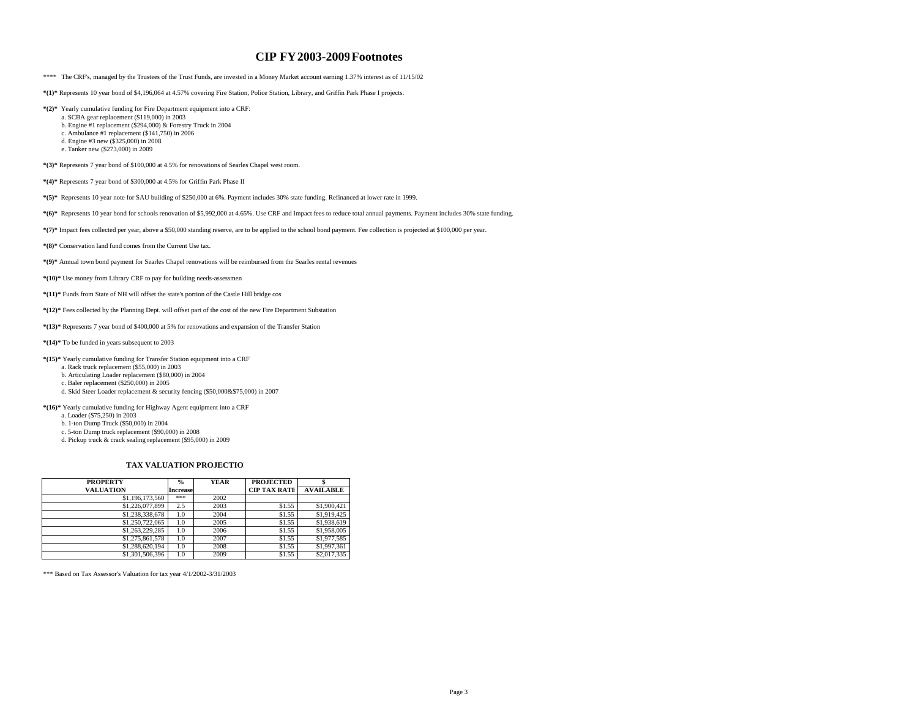# CIP FY 2003-2009 Footnotes

**** The CRF's, managed by the Trustees of the Trust Funds, are invested in a Money Market account earning 1.37% interest as of 11/15/02

***(1)*** Represents 10 year bond of $4,196,064 at 4.57% covering Fire Station, Police Station, Library, and Griffin Park Phase I projects.

***(2)*** Yearly cumulative funding for Fire Department equipment into a CRF:
- a. SCBA gear replacement ($119,000) in 2003
- b. Engine #1 replacement ($294,000) & Forestry Truck in 2004
- c. Ambulance #1 replacement ($141,750) in 2006
- d. Engine #3 new ($325,000) in 2008
- e. Tanker new ($273,000) in 2009

***(3)*** Represents 7 year bond of $100,000 at 4.5% for renovations of Searles Chapel west room.

***(4)*** Represents 7 year bond of $300,000 at 4.5% for Griffin Park Phase II

***(5)*** Represents 10 year note for SAU building of $250,000 at 6%. Payment includes 30% state funding. Refinanced at lower rate in 1999.

***(6)*** Represents 10 year bond for schools renovation of $5,992,000 at 4.65%. Use CRF and Impact fees to reduce total annual payments. Payment includes 30% state funding.

***(7)*** Impact fees collected per year, above a $50,000 standing reserve, are to be applied to the school bond payment. Fee collection is projected at $100,000 per year.

***(8)*** Conservation land fund comes from the Current Use tax.

***(9)*** Annual town bond payment for Searles Chapel renovations will be reimbursed from the Searles rental revenues

***(10)*** Use money from Library CRF to pay for building needs-assessmen

***(11)*** Funds from State of NH will offset the state's portion of the Castle Hill bridge cos

***(12)*** Fees collected by the Planning Dept. will offset part of the cost of the new Fire Department Substation

***(13)*** Represents 7 year bond of $400,000 at 5% for renovations and expansion of the Transfer Station

***(14)*** To be funded in years subsequent to 2003

***(15)*** Yearly cumulative funding for Transfer Station equipment into a CRF
- a. Rack truck replacement ($55,000) in 2003
- b. Articulating Loader replacement ($80,000) in 2004
- c. Baler replacement ($250,000) in 2005
- d. Skid Steer Loader replacement & security fencing ($50,000&$75,000) in 2007

***(16)*** Yearly cumulative funding for Highway Agent equipment into a CRF
- a. Loader ($75,250) in 2003
- b. 1-ton Dump Truck ($50,000) in 2004
- c. 5-ton Dump truck replacement ($90,000) in 2008
- d. Pickup truck & crack sealing replacement ($95,000) in 2009

### TAX VALUATION PROJECTIO

| PROPERTY VALUATION | % Increase | YEAR | PROJECTED CIP TAX RATE | $ AVAILABLE |
|---|---|---|---|---|
| $1,196,173,560 | *** | 2002 | | |
| $1,226,077,899 | 2.5 | 2003 | $1.55 | $1,900,421 |
| $1,238,338,678 | 1.0 | 2004 | $1.55 | $1,919,425 |
| $1,250,722,065 | 1.0 | 2005 | $1.55 | $1,938,619 |
| $1,263,229,285 | 1.0 | 2006 | $1.55 | $1,958,005 |
| $1,275,861,578 | 1.0 | 2007 | $1.55 | $1,977,585 |
| $1,288,620,194 | 1.0 | 2008 | $1.55 | $1,997,361 |
| $1,301,506,396 | 1.0 | 2009 | $1.55 | $2,017,335 |

*** Based on Tax Assessor's Valuation for tax year 4/1/2002-3/31/2003